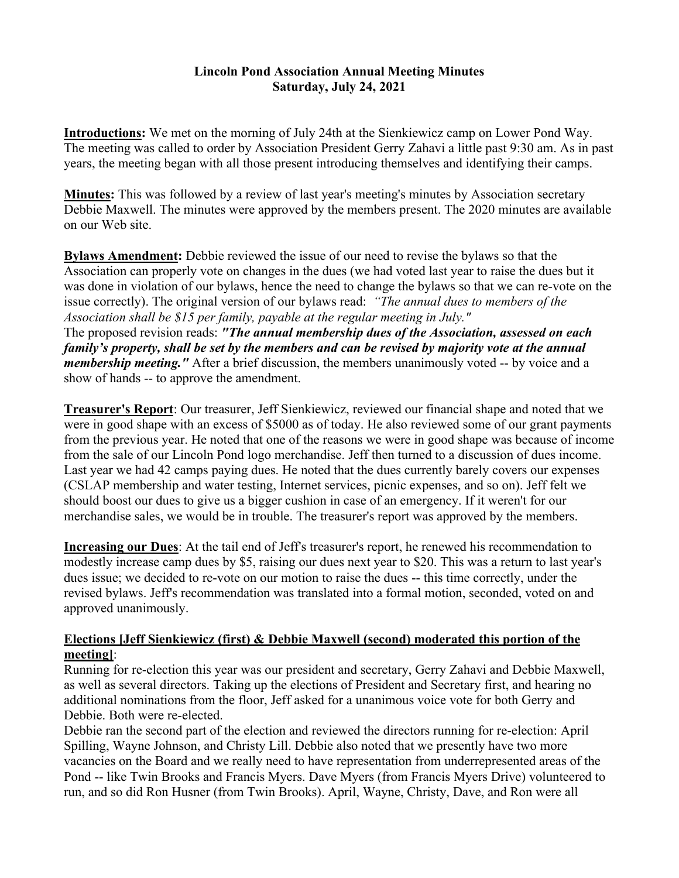**Lincoln Pond Association Annual Meeting Minutes**
**Saturday, July 24, 2021**

**Introductions:** We met on the morning of July 24th at the Sienkiewicz camp on Lower Pond Way. The meeting was called to order by Association President Gerry Zahavi a little past 9:30 am. As in past years, the meeting began with all those present introducing themselves and identifying their camps.

**Minutes:** This was followed by a review of last year's meeting's minutes by Association secretary Debbie Maxwell. The minutes were approved by the members present. The 2020 minutes are available on our Web site.

**Bylaws Amendment:** Debbie reviewed the issue of our need to revise the bylaws so that the Association can properly vote on changes in the dues (we had voted last year to raise the dues but it was done in violation of our bylaws, hence the need to change the bylaws so that we can re-vote on the issue correctly). The original version of our bylaws read: *"The annual dues to members of the Association shall be $15 per family, payable at the regular meeting in July."*
The proposed revision reads: ***"The annual membership dues of the Association, assessed on each family's property, shall be set by the members and can be revised by majority vote at the annual membership meeting."*** After a brief discussion, the members unanimously voted -- by voice and a show of hands -- to approve the amendment.

**Treasurer's Report**: Our treasurer, Jeff Sienkiewicz, reviewed our financial shape and noted that we were in good shape with an excess of $5000 as of today. He also reviewed some of our grant payments from the previous year. He noted that one of the reasons we were in good shape was because of income from the sale of our Lincoln Pond logo merchandise. Jeff then turned to a discussion of dues income. Last year we had 42 camps paying dues. He noted that the dues currently barely covers our expenses (CSLAP membership and water testing, Internet services, picnic expenses, and so on). Jeff felt we should boost our dues to give us a bigger cushion in case of an emergency. If it weren't for our merchandise sales, we would be in trouble. The treasurer's report was approved by the members.

**Increasing our Dues**: At the tail end of Jeff's treasurer's report, he renewed his recommendation to modestly increase camp dues by $5, raising our dues next year to $20. This was a return to last year's dues issue; we decided to re-vote on our motion to raise the dues -- this time correctly, under the revised bylaws. Jeff's recommendation was translated into a formal motion, seconded, voted on and approved unanimously.

**Elections [Jeff Sienkiewicz (first) & Debbie Maxwell (second) moderated this portion of the meeting]**:
Running for re-election this year was our president and secretary, Gerry Zahavi and Debbie Maxwell, as well as several directors. Taking up the elections of President and Secretary first, and hearing no additional nominations from the floor, Jeff asked for a unanimous voice vote for both Gerry and Debbie. Both were re-elected.
Debbie ran the second part of the election and reviewed the directors running for re-election: April Spilling, Wayne Johnson, and Christy Lill. Debbie also noted that we presently have two more vacancies on the Board and we really need to have representation from underrepresented areas of the Pond -- like Twin Brooks and Francis Myers. Dave Myers (from Francis Myers Drive) volunteered to run, and so did Ron Husner (from Twin Brooks). April, Wayne, Christy, Dave, and Ron were all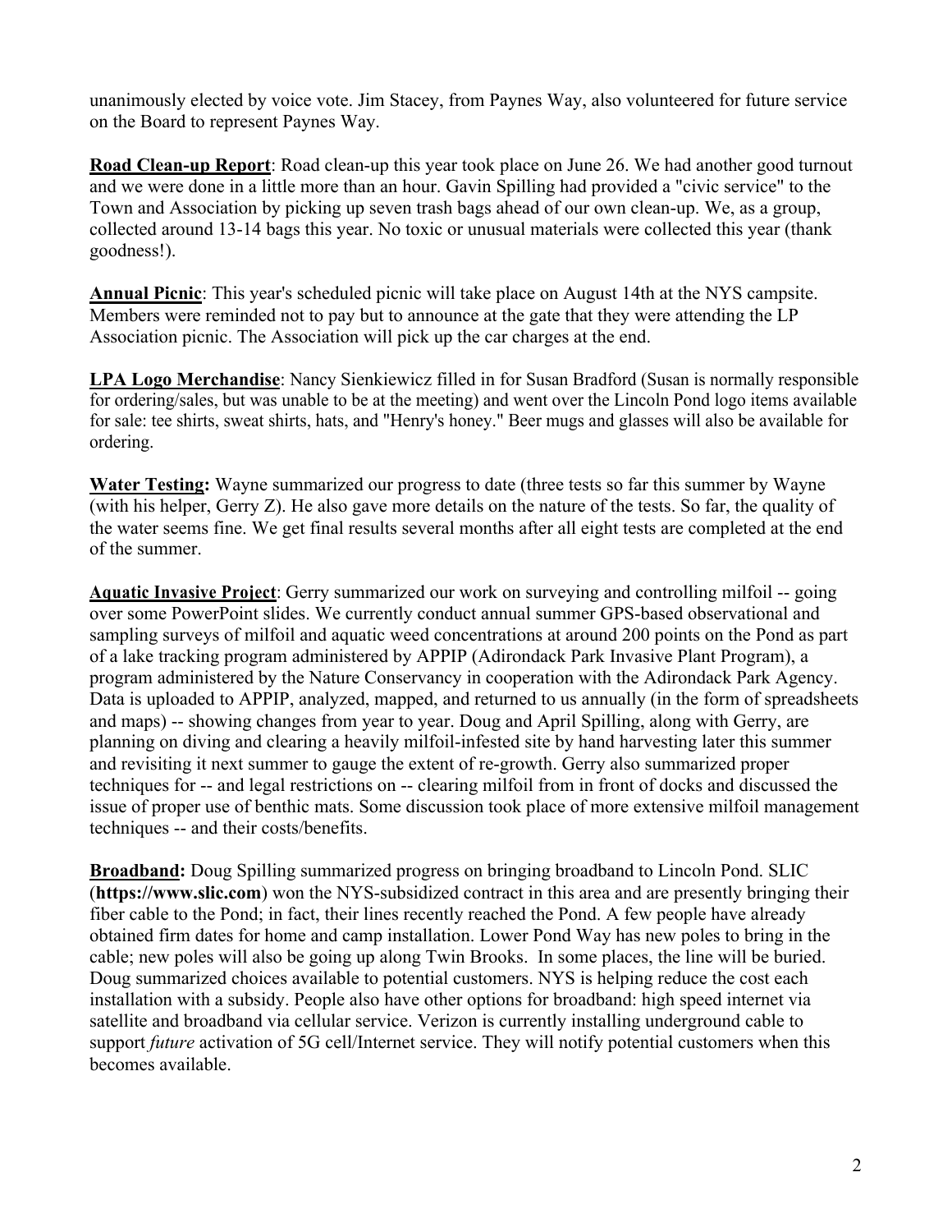unanimously elected by voice vote. Jim Stacey, from Paynes Way, also volunteered for future service on the Board to represent Paynes Way.

**Road Clean-up Report**: Road clean-up this year took place on June 26. We had another good turnout and we were done in a little more than an hour. Gavin Spilling had provided a "civic service" to the Town and Association by picking up seven trash bags ahead of our own clean-up. We, as a group, collected around 13-14 bags this year. No toxic or unusual materials were collected this year (thank goodness!).

**Annual Picnic**: This year's scheduled picnic will take place on August 14th at the NYS campsite. Members were reminded not to pay but to announce at the gate that they were attending the LP Association picnic. The Association will pick up the car charges at the end.

**LPA Logo Merchandise**: Nancy Sienkiewicz filled in for Susan Bradford (Susan is normally responsible for ordering/sales, but was unable to be at the meeting) and went over the Lincoln Pond logo items available for sale: tee shirts, sweat shirts, hats, and "Henry's honey." Beer mugs and glasses will also be available for ordering.

**Water Testing:** Wayne summarized our progress to date (three tests so far this summer by Wayne (with his helper, Gerry Z). He also gave more details on the nature of the tests. So far, the quality of the water seems fine. We get final results several months after all eight tests are completed at the end of the summer.

**Aquatic Invasive Project**: Gerry summarized our work on surveying and controlling milfoil -- going over some PowerPoint slides. We currently conduct annual summer GPS-based observational and sampling surveys of milfoil and aquatic weed concentrations at around 200 points on the Pond as part of a lake tracking program administered by APPIP (Adirondack Park Invasive Plant Program), a program administered by the Nature Conservancy in cooperation with the Adirondack Park Agency. Data is uploaded to APPIP, analyzed, mapped, and returned to us annually (in the form of spreadsheets and maps) -- showing changes from year to year. Doug and April Spilling, along with Gerry, are planning on diving and clearing a heavily milfoil-infested site by hand harvesting later this summer and revisiting it next summer to gauge the extent of re-growth. Gerry also summarized proper techniques for -- and legal restrictions on -- clearing milfoil from in front of docks and discussed the issue of proper use of benthic mats. Some discussion took place of more extensive milfoil management techniques -- and their costs/benefits.

**Broadband:** Doug Spilling summarized progress on bringing broadband to Lincoln Pond. SLIC (**https://www.slic.com**) won the NYS-subsidized contract in this area and are presently bringing their fiber cable to the Pond; in fact, their lines recently reached the Pond. A few people have already obtained firm dates for home and camp installation. Lower Pond Way has new poles to bring in the cable; new poles will also be going up along Twin Brooks. In some places, the line will be buried. Doug summarized choices available to potential customers. NYS is helping reduce the cost each installation with a subsidy. People also have other options for broadband: high speed internet via satellite and broadband via cellular service. Verizon is currently installing underground cable to support *future* activation of 5G cell/Internet service. They will notify potential customers when this becomes available.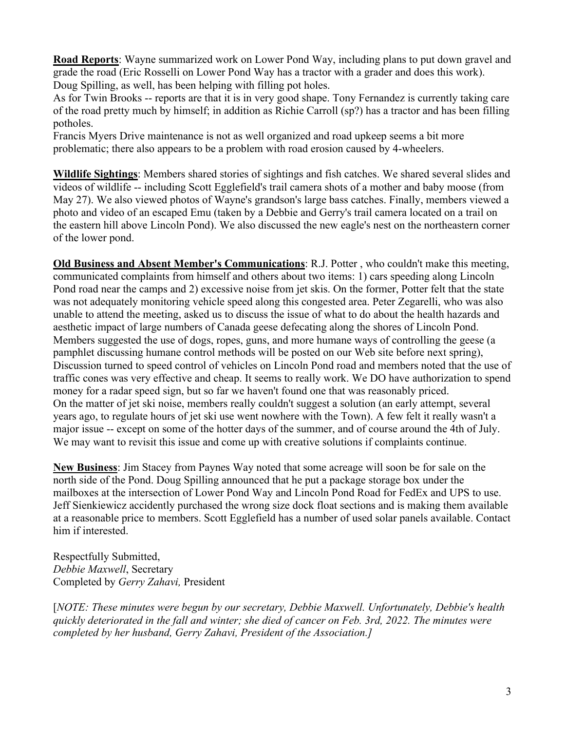**Road Reports**: Wayne summarized work on Lower Pond Way, including plans to put down gravel and grade the road (Eric Rosselli on Lower Pond Way has a tractor with a grader and does this work). Doug Spilling, as well, has been helping with filling pot holes.
As for Twin Brooks -- reports are that it is in very good shape. Tony Fernandez is currently taking care of the road pretty much by himself; in addition as Richie Carroll (sp?) has a tractor and has been filling potholes.
Francis Myers Drive maintenance is not as well organized and road upkeep seems a bit more problematic; there also appears to be a problem with road erosion caused by 4-wheelers.

**Wildlife Sightings**: Members shared stories of sightings and fish catches. We shared several slides and videos of wildlife -- including Scott Egglefield's trail camera shots of a mother and baby moose (from May 27). We also viewed photos of Wayne's grandson's large bass catches. Finally, members viewed a photo and video of an escaped Emu (taken by a Debbie and Gerry's trail camera located on a trail on the eastern hill above Lincoln Pond). We also discussed the new eagle's nest on the northeastern corner of the lower pond.

**Old Business and Absent Member's Communications**: R.J. Potter , who couldn't make this meeting, communicated complaints from himself and others about two items: 1) cars speeding along Lincoln Pond road near the camps and 2) excessive noise from jet skis. On the former, Potter felt that the state was not adequately monitoring vehicle speed along this congested area. Peter Zegarelli, who was also unable to attend the meeting, asked us to discuss the issue of what to do about the health hazards and aesthetic impact of large numbers of Canada geese defecating along the shores of Lincoln Pond. Members suggested the use of dogs, ropes, guns, and more humane ways of controlling the geese (a pamphlet discussing humane control methods will be posted on our Web site before next spring), Discussion turned to speed control of vehicles on Lincoln Pond road and members noted that the use of traffic cones was very effective and cheap. It seems to really work. We DO have authorization to spend money for a radar speed sign, but so far we haven't found one that was reasonably priced.
On the matter of jet ski noise, members really couldn't suggest a solution (an early attempt, several years ago, to regulate hours of jet ski use went nowhere with the Town). A few felt it really wasn't a major issue -- except on some of the hotter days of the summer, and of course around the 4th of July. We may want to revisit this issue and come up with creative solutions if complaints continue.

**New Business**: Jim Stacey from Paynes Way noted that some acreage will soon be for sale on the north side of the Pond. Doug Spilling announced that he put a package storage box under the mailboxes at the intersection of Lower Pond Way and Lincoln Pond Road for FedEx and UPS to use. Jeff Sienkiewicz accidently purchased the wrong size dock float sections and is making them available at a reasonable price to members. Scott Egglefield has a number of used solar panels available. Contact him if interested.

Respectfully Submitted,
*Debbie Maxwell*, Secretary
Completed by *Gerry Zahavi,* President

[*NOTE: These minutes were begun by our secretary, Debbie Maxwell. Unfortunately, Debbie's health quickly deteriorated in the fall and winter; she died of cancer on Feb. 3rd, 2022. The minutes were completed by her husband, Gerry Zahavi, President of the Association.]*